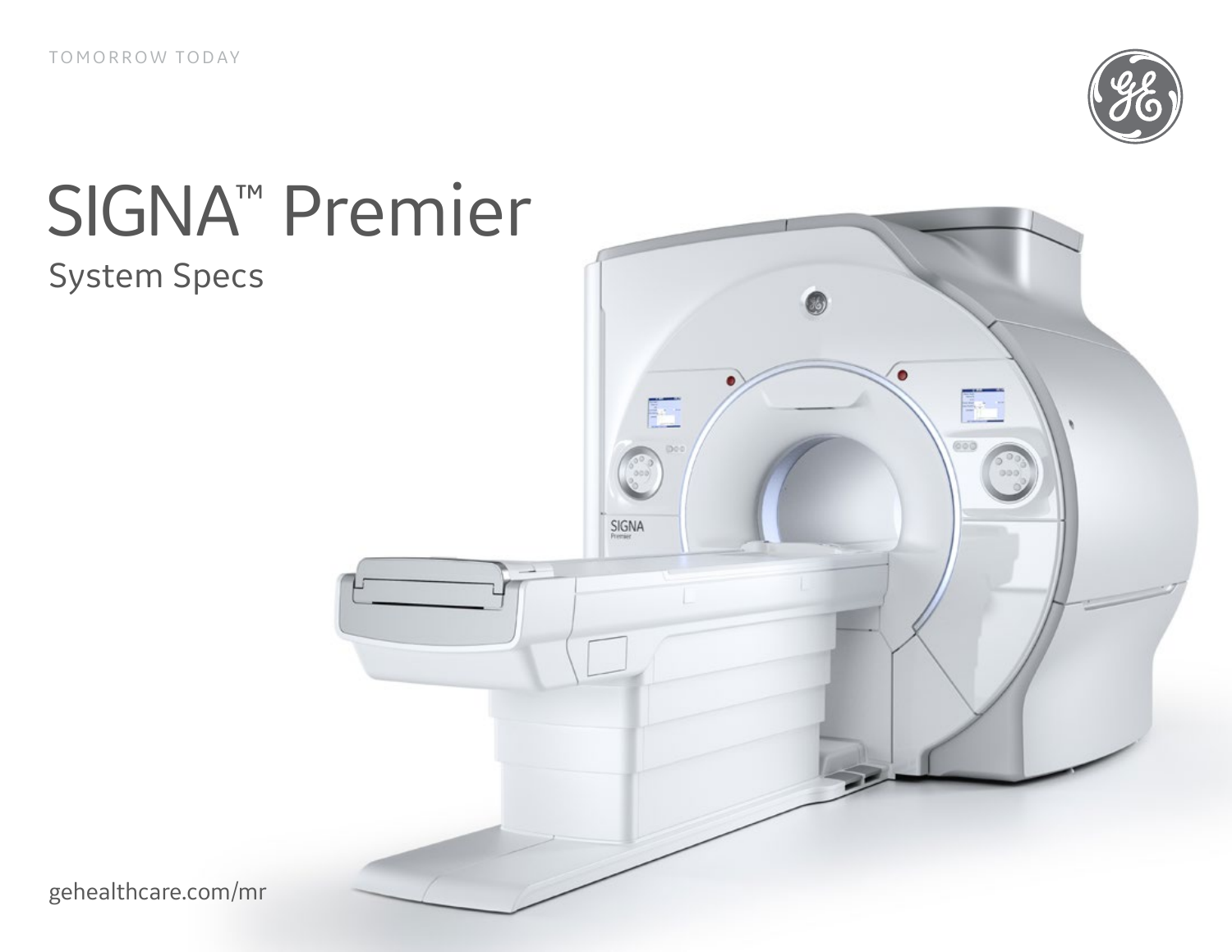TOMORROW TODAY

# SIGNA™ Premier

## System Specs

gehealthcare.com/mr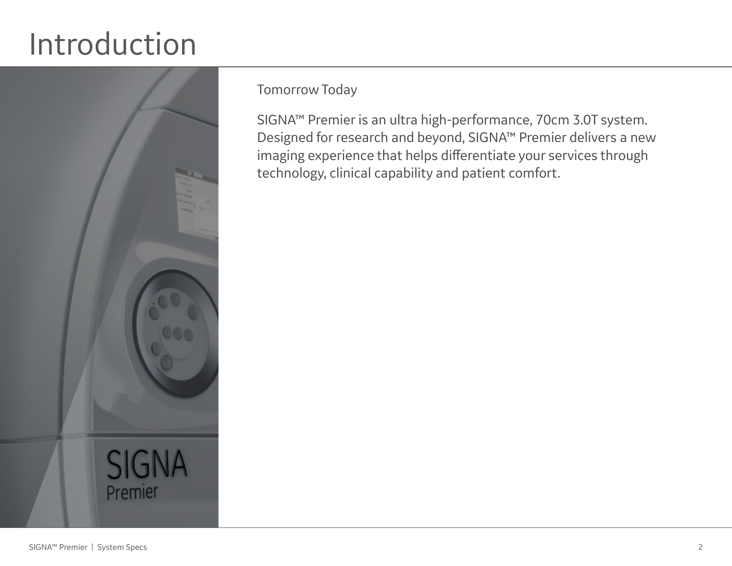# Introduction

Tomorrow Today

SIGNA™ Premier is an ultra high-performance, 70cm 3.0T system. Designed for research and beyond, SIGNA™ Premier delivers a new imaging experience that helps differentiate your services through technology, clinical capability and patient comfort.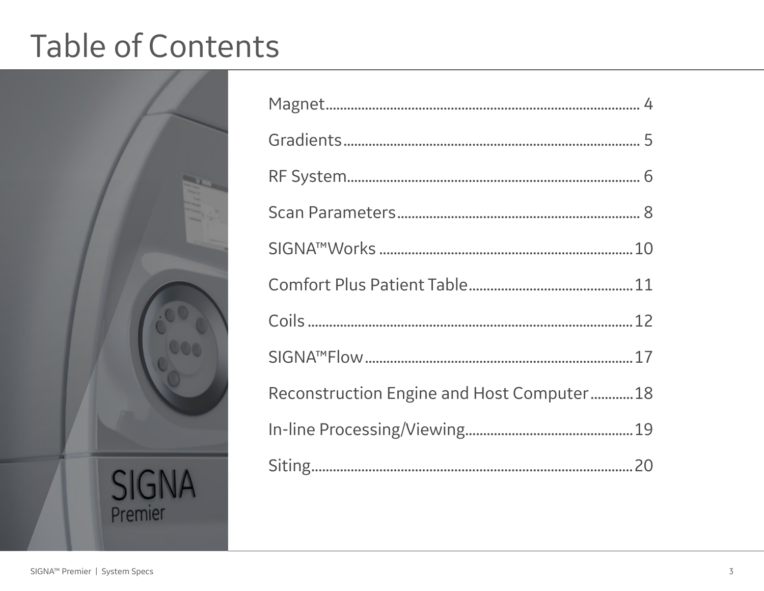# Table of Contents

| Section | Page |
|---|---|
| Magnet | 4 |
| Gradients | 5 |
| RF System | 6 |
| Scan Parameters | 8 |
| SIGNA™Works | 10 |
| Comfort Plus Patient Table | 11 |
| Coils | 12 |
| SIGNA™Flow | 17 |
| Reconstruction Engine and Host Computer | 18 |
| In-line Processing/Viewing | 19 |
| Siting | 20 |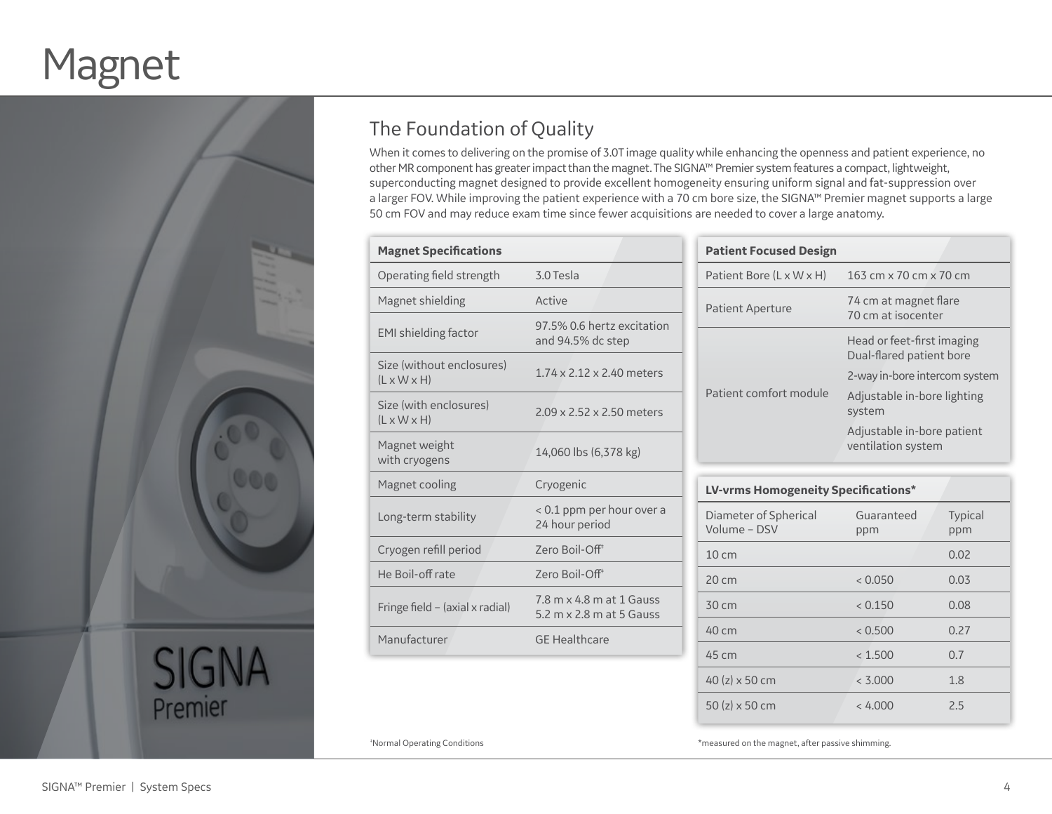# Magnet

## The Foundation of Quality

When it comes to delivering on the promise of 3.0T image quality while enhancing the openness and patient experience, no other MR component has greater impact than the magnet. The SIGNA™ Premier system features a compact, lightweight, superconducting magnet designed to provide excellent homogeneity ensuring uniform signal and fat-suppression over a larger FOV. While improving the patient experience with a 70 cm bore size, the SIGNA™ Premier magnet supports a large 50 cm FOV and may reduce exam time since fewer acquisitions are needed to cover a large anatomy.

| Magnet Specifications | |
|---|---|
| Operating field strength | 3.0 Tesla |
| Magnet shielding | Active |
| EMI shielding factor | 97.5% 0.6 hertz excitation and 94.5% dc step |
| Size (without enclosures) (L x W x H) | 1.74 x 2.12 x 2.40 meters |
| Size (with enclosures) (L x W x H) | 2.09 x 2.52 x 2.50 meters |
| Magnet weight with cryogens | 14,060 lbs (6,378 kg) |
| Magnet cooling | Cryogenic |
| Long-term stability | < 0.1 ppm per hour over a 24 hour period |
| Cryogen refill period | Zero Boil-Off[1] |
| He Boil-off rate | Zero Boil-Off[1] |
| Fringe field – (axial x radial) | 7.8 m x 4.8 m at 1 Gauss<br>5.2 m x 2.8 m at 5 Gauss |
| Manufacturer | GE Healthcare |

[1]Normal Operating Conditions

| Patient Focused Design | |
|---|---|
| Patient Bore (L x W x H) | 163 cm x 70 cm x 70 cm |
| Patient Aperture | 74 cm at magnet flare<br>70 cm at isocenter |
| Patient comfort module | Head or feet-first imaging<br>Dual-flared patient bore<br>2-way in-bore intercom system<br>Adjustable in-bore lighting system<br>Adjustable in-bore patient ventilation system |

| LV-vrms Homogeneity Specifications* | | |
|---|---|---|
| Diameter of Spherical Volume – DSV | Guaranteed ppm | Typical ppm |
| 10 cm | | 0.02 |
| 20 cm | < 0.050 | 0.03 |
| 30 cm | < 0.150 | 0.08 |
| 40 cm | < 0.500 | 0.27 |
| 45 cm | < 1.500 | 0.7 |
| 40 (z) x 50 cm | < 3.000 | 1.8 |
| 50 (z) x 50 cm | < 4.000 | 2.5 |

*measured on the magnet, after passive shimming.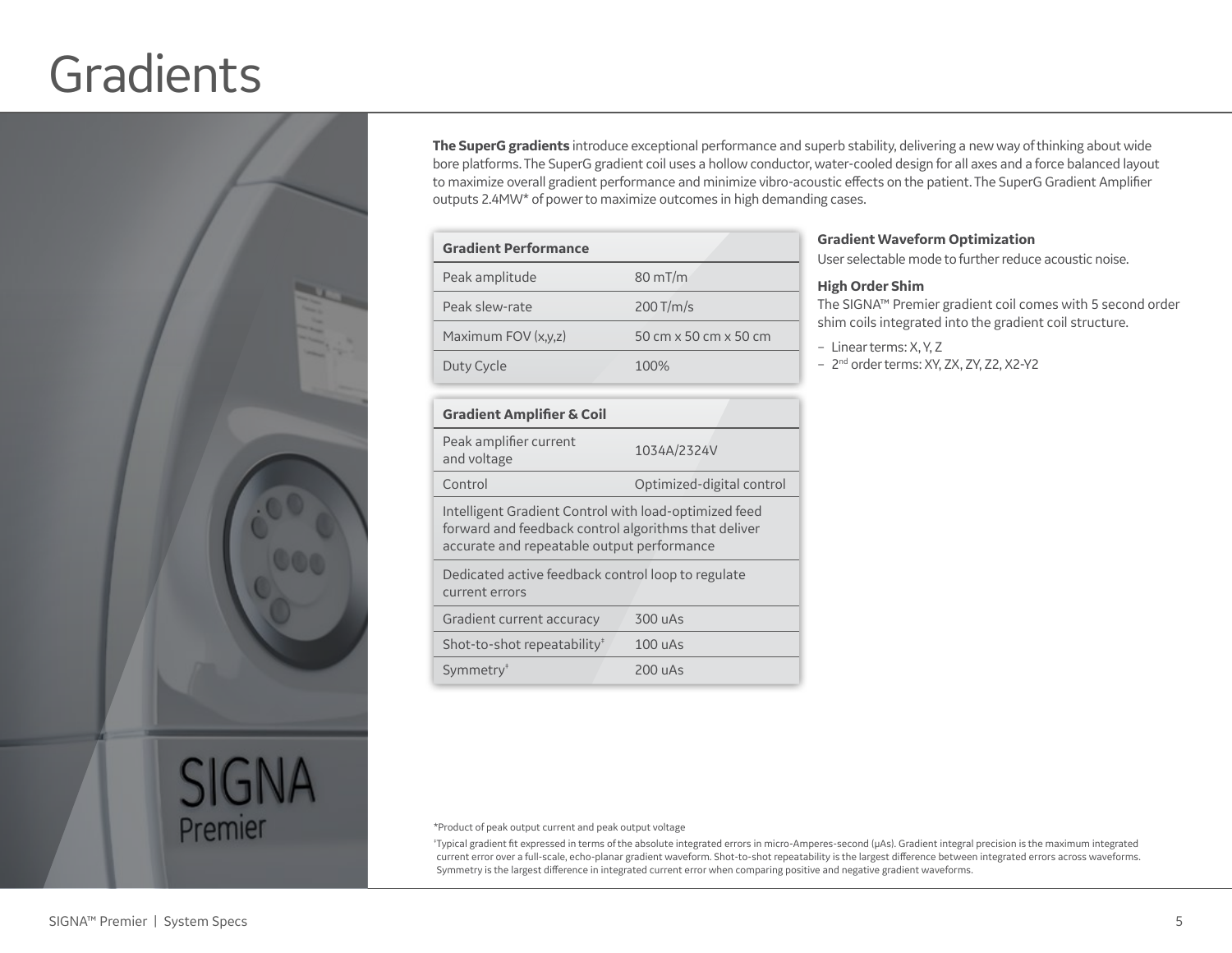# Gradients

**The SuperG gradients** introduce exceptional performance and superb stability, delivering a new way of thinking about wide bore platforms. The SuperG gradient coil uses a hollow conductor, water-cooled design for all axes and a force balanced layout to maximize overall gradient performance and minimize vibro-acoustic effects on the patient. The SuperG Gradient Amplifier outputs 2.4MW* of power to maximize outcomes in high demanding cases.

| Gradient Performance | |
|---|---|
| Peak amplitude | 80 mT/m |
| Peak slew-rate | 200 T/m/s |
| Maximum FOV (x,y,z) | 50 cm x 50 cm x 50 cm |
| Duty Cycle | 100% |

| Gradient Amplifier & Coil | |
|---|---|
| Peak amplifier current and voltage | 1034A/2324V |
| Control | Optimized-digital control |
| Intelligent Gradient Control with load-optimized feed forward and feedback control algorithms that deliver accurate and repeatable output performance | |
| Dedicated active feedback control loop to regulate current errors | |
| Gradient current accuracy | 300 uAs |
| Shot-to-shot repeatability‡ | 100 uAs |
| Symmetry‡ | 200 uAs |

**Gradient Waveform Optimization**

User selectable mode to further reduce acoustic noise.

**High Order Shim**

The SIGNA™ Premier gradient coil comes with 5 second order shim coils integrated into the gradient coil structure.

- Linear terms: X, Y, Z
- 2nd order terms: XY, ZX, ZY, Z2, X2-Y2

*Product of peak output current and peak output voltage

‡Typical gradient fit expressed in terms of the absolute integrated errors in micro-Amperes-second (μAs). Gradient integral precision is the maximum integrated current error over a full-scale, echo-planar gradient waveform. Shot-to-shot repeatability is the largest difference between integrated errors across waveforms. Symmetry is the largest difference in integrated current error when comparing positive and negative gradient waveforms.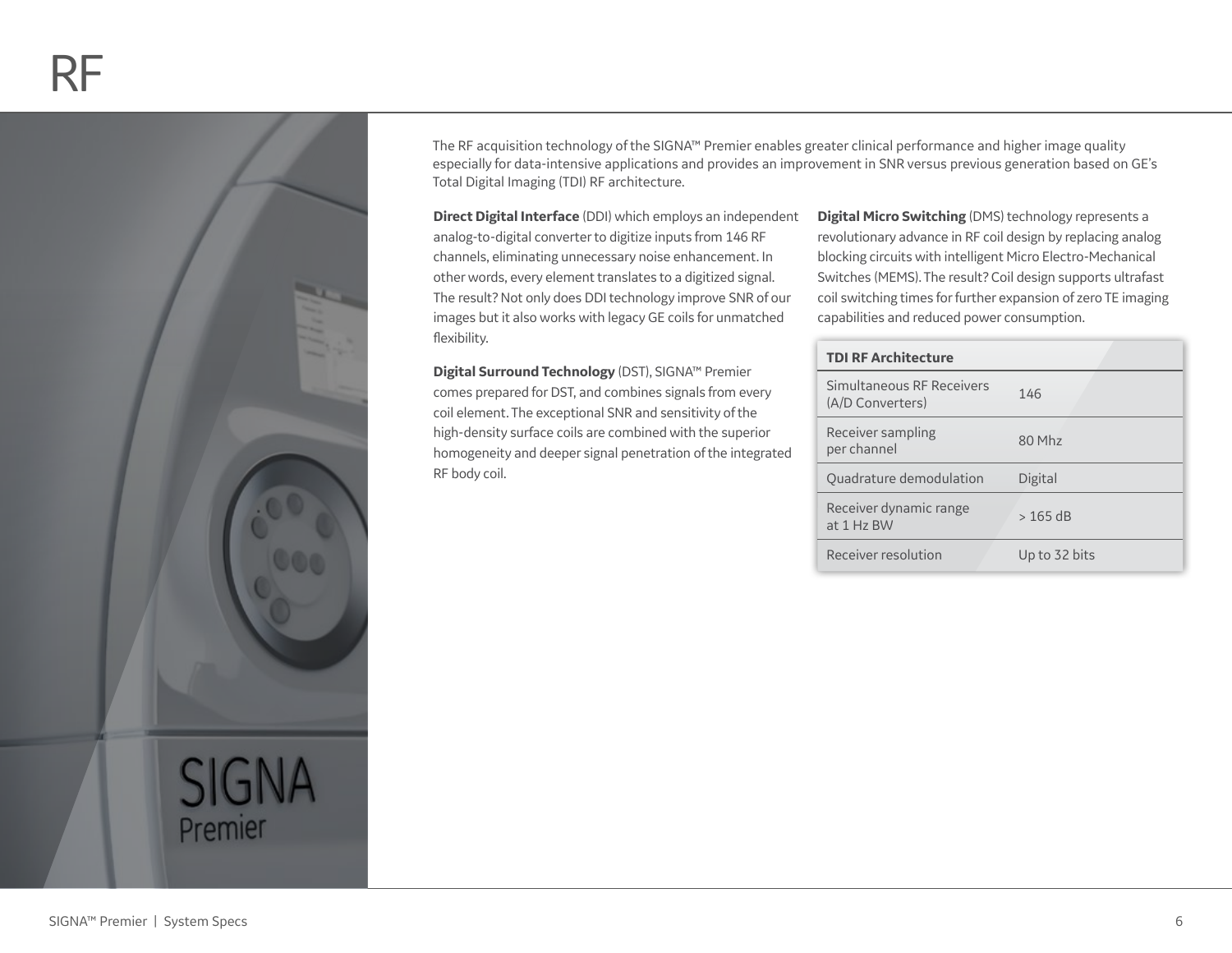# RF

The RF acquisition technology of the SIGNA™ Premier enables greater clinical performance and higher image quality especially for data-intensive applications and provides an improvement in SNR versus previous generation based on GE's Total Digital Imaging (TDI) RF architecture.

**Direct Digital Interface** (DDI) which employs an independent analog-to-digital converter to digitize inputs from 146 RF channels, eliminating unnecessary noise enhancement. In other words, every element translates to a digitized signal. The result? Not only does DDI technology improve SNR of our images but it also works with legacy GE coils for unmatched flexibility.

**Digital Surround Technology** (DST), SIGNA™ Premier comes prepared for DST, and combines signals from every coil element. The exceptional SNR and sensitivity of the high-density surface coils are combined with the superior homogeneity and deeper signal penetration of the integrated RF body coil.

**Digital Micro Switching** (DMS) technology represents a revolutionary advance in RF coil design by replacing analog blocking circuits with intelligent Micro Electro-Mechanical Switches (MEMS). The result? Coil design supports ultrafast coil switching times for further expansion of zero TE imaging capabilities and reduced power consumption.

| TDI RF Architecture | |
|---|---|
| Simultaneous RF Receivers (A/D Converters) | 146 |
| Receiver sampling per channel | 80 Mhz |
| Quadrature demodulation | Digital |
| Receiver dynamic range at 1 Hz BW | > 165 dB |
| Receiver resolution | Up to 32 bits |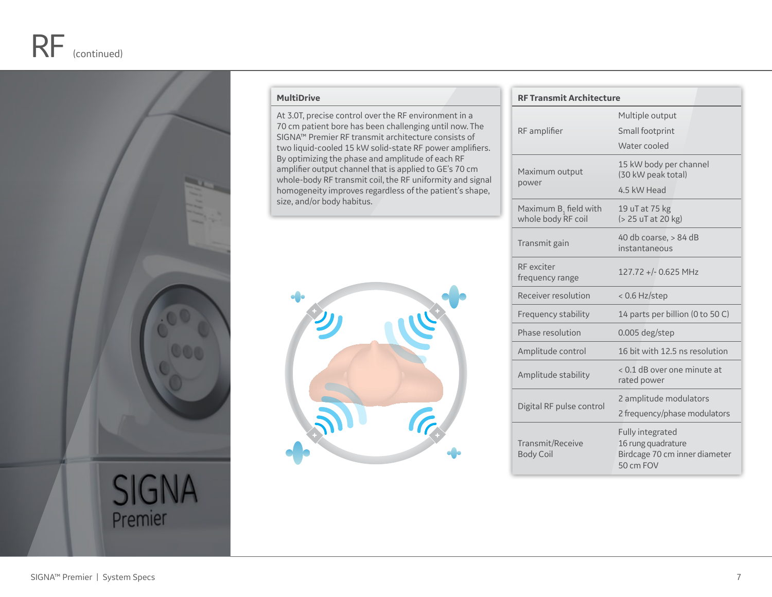# RF (continued)

## MultiDrive

At 3.0T, precise control over the RF environment in a 70 cm patient bore has been challenging until now. The SIGNA™ Premier RF transmit architecture consists of two liquid-cooled 15 kW solid-state RF power amplifiers. By optimizing the phase and amplitude of each RF amplifier output channel that is applied to GE's 70 cm whole-body RF transmit coil, the RF uniformity and signal homogeneity improves regardless of the patient's shape, size, and/or body habitus.

## RF Transmit Architecture

| RF Transmit Architecture | |
|---|---|
| RF amplifier | Multiple output<br>Small footprint<br>Water cooled |
| Maximum output power | 15 kW body per channel (30 kW peak total)<br>4.5 kW Head |
| Maximum $B_1$ field with whole body RF coil | 19 uT at 75 kg (> 25 uT at 20 kg) |
| Transmit gain | 40 db coarse, > 84 dB instantaneous |
| RF exciter frequency range | 127.72 +/- 0.625 MHz |
| Receiver resolution | < 0.6 Hz/step |
| Frequency stability | 14 parts per billion (0 to 50 C) |
| Phase resolution | 0.005 deg/step |
| Amplitude control | 16 bit with 12.5 ns resolution |
| Amplitude stability | < 0.1 dB over one minute at rated power |
| Digital RF pulse control | 2 amplitude modulators<br>2 frequency/phase modulators |
| Transmit/Receive Body Coil | Fully integrated<br>16 rung quadrature<br>Birdcage 70 cm inner diameter<br>50 cm FOV |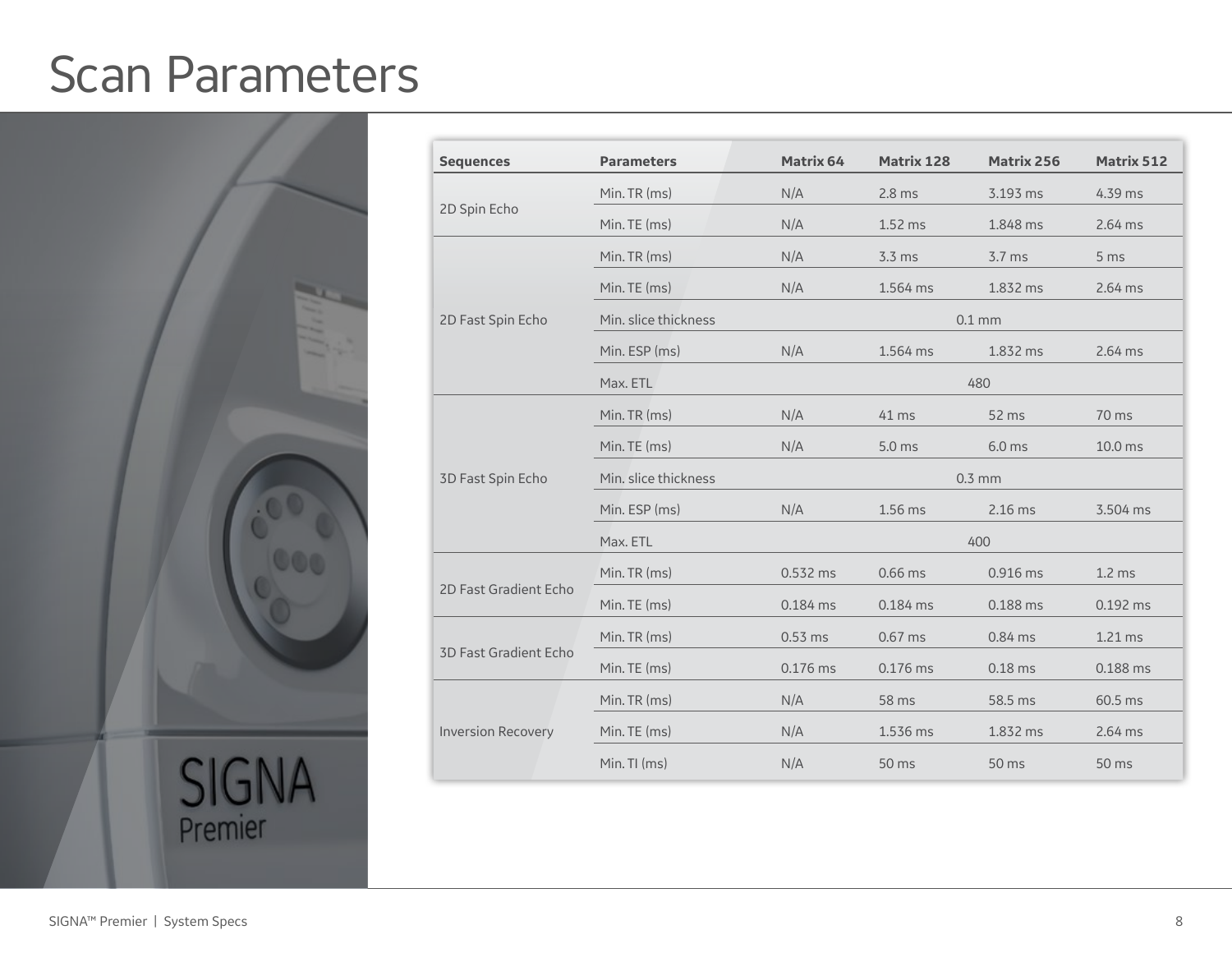# Scan Parameters

| Sequences | Parameters | Matrix 64 | Matrix 128 | Matrix 256 | Matrix 512 |
|---|---|---|---|---|---|
| 2D Spin Echo | Min. TR (ms) | N/A | 2.8 ms | 3.193 ms | 4.39 ms |
| | Min. TE (ms) | N/A | 1.52 ms | 1.848 ms | 2.64 ms |
| 2D Fast Spin Echo | Min. TR (ms) | N/A | 3.3 ms | 3.7 ms | 5 ms |
| | Min. TE (ms) | N/A | 1.564 ms | 1.832 ms | 2.64 ms |
| | Min. slice thickness | 0.1 mm | | | |
| | Min. ESP (ms) | N/A | 1.564 ms | 1.832 ms | 2.64 ms |
| | Max. ETL | 480 | | | |
| 3D Fast Spin Echo | Min. TR (ms) | N/A | 41 ms | 52 ms | 70 ms |
| | Min. TE (ms) | N/A | 5.0 ms | 6.0 ms | 10.0 ms |
| | Min. slice thickness | 0.3 mm | | | |
| | Min. ESP (ms) | N/A | 1.56 ms | 2.16 ms | 3.504 ms |
| | Max. ETL | 400 | | | |
| 2D Fast Gradient Echo | Min. TR (ms) | 0.532 ms | 0.66 ms | 0.916 ms | 1.2 ms |
| | Min. TE (ms) | 0.184 ms | 0.184 ms | 0.188 ms | 0.192 ms |
| 3D Fast Gradient Echo | Min. TR (ms) | 0.53 ms | 0.67 ms | 0.84 ms | 1.21 ms |
| | Min. TE (ms) | 0.176 ms | 0.176 ms | 0.18 ms | 0.188 ms |
| Inversion Recovery | Min. TR (ms) | N/A | 58 ms | 58.5 ms | 60.5 ms |
| | Min. TE (ms) | N/A | 1.536 ms | 1.832 ms | 2.64 ms |
| | Min. TI (ms) | N/A | 50 ms | 50 ms | 50 ms |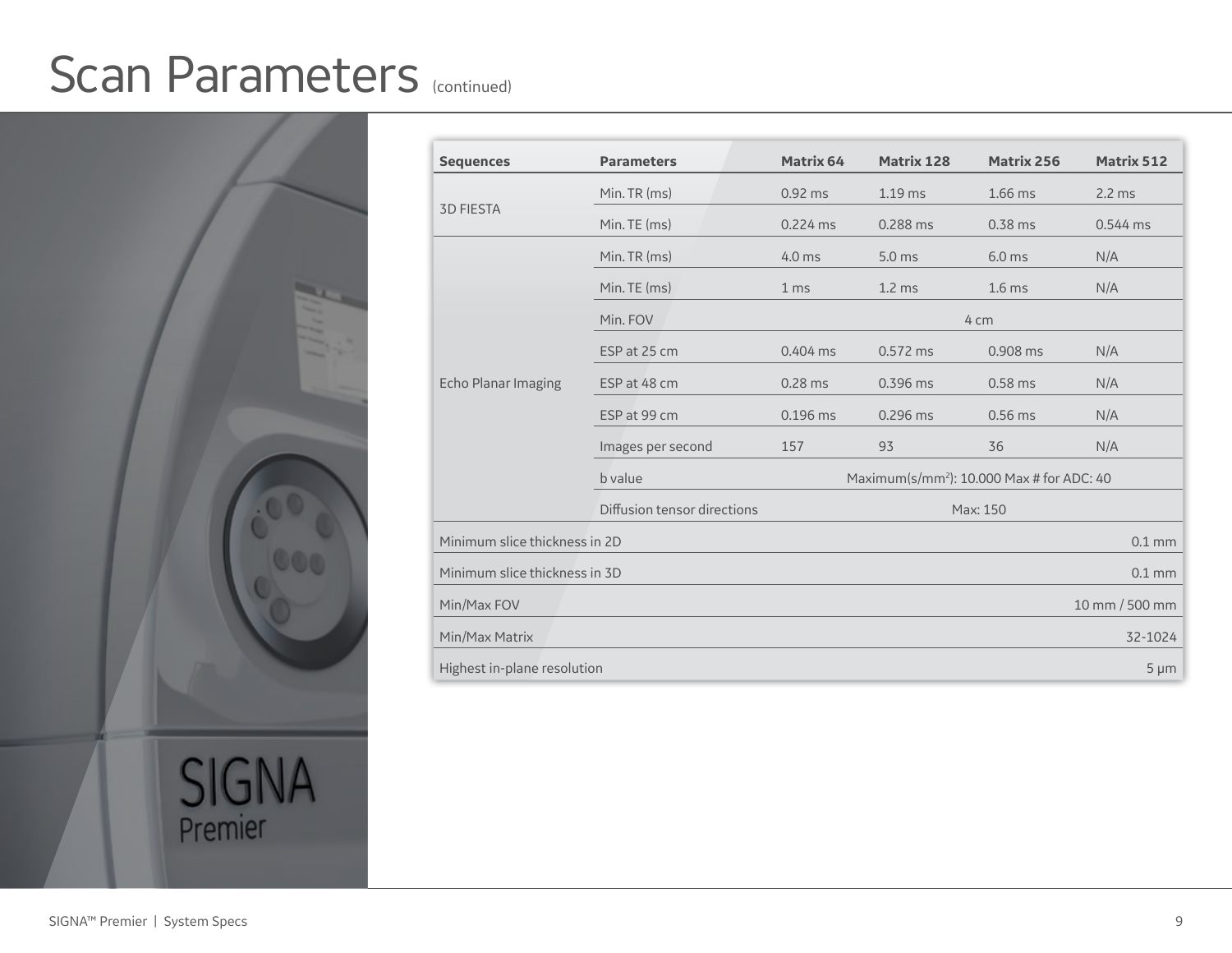# Scan Parameters (continued)

| Sequences | Parameters | Matrix 64 | Matrix 128 | Matrix 256 | Matrix 512 |
|---|---|---|---|---|---|
| 3D FIESTA | Min. TR (ms) | 0.92 ms | 1.19 ms | 1.66 ms | 2.2 ms |
| | Min. TE (ms) | 0.224 ms | 0.288 ms | 0.38 ms | 0.544 ms |
| Echo Planar Imaging | Min. TR (ms) | 4.0 ms | 5.0 ms | 6.0 ms | N/A |
| | Min. TE (ms) | 1 ms | 1.2 ms | 1.6 ms | N/A |
| | Min. FOV | 4 cm | | | |
| | ESP at 25 cm | 0.404 ms | 0.572 ms | 0.908 ms | N/A |
| | ESP at 48 cm | 0.28 ms | 0.396 ms | 0.58 ms | N/A |
| | ESP at 99 cm | 0.196 ms | 0.296 ms | 0.56 ms | N/A |
| | Images per second | 157 | 93 | 36 | N/A |
| | b value | Maximum(s/mm$^2$): 10.000 Max # for ADC: 40 | | | |
| | Diffusion tensor directions | Max: 150 | | | |
| Minimum slice thickness in 2D | | | | | 0.1 mm |
| Minimum slice thickness in 3D | | | | | 0.1 mm |
| Min/Max FOV | | | | | 10 mm / 500 mm |
| Min/Max Matrix | | | | | 32-1024 |
| Highest in-plane resolution | | | | | 5 μm |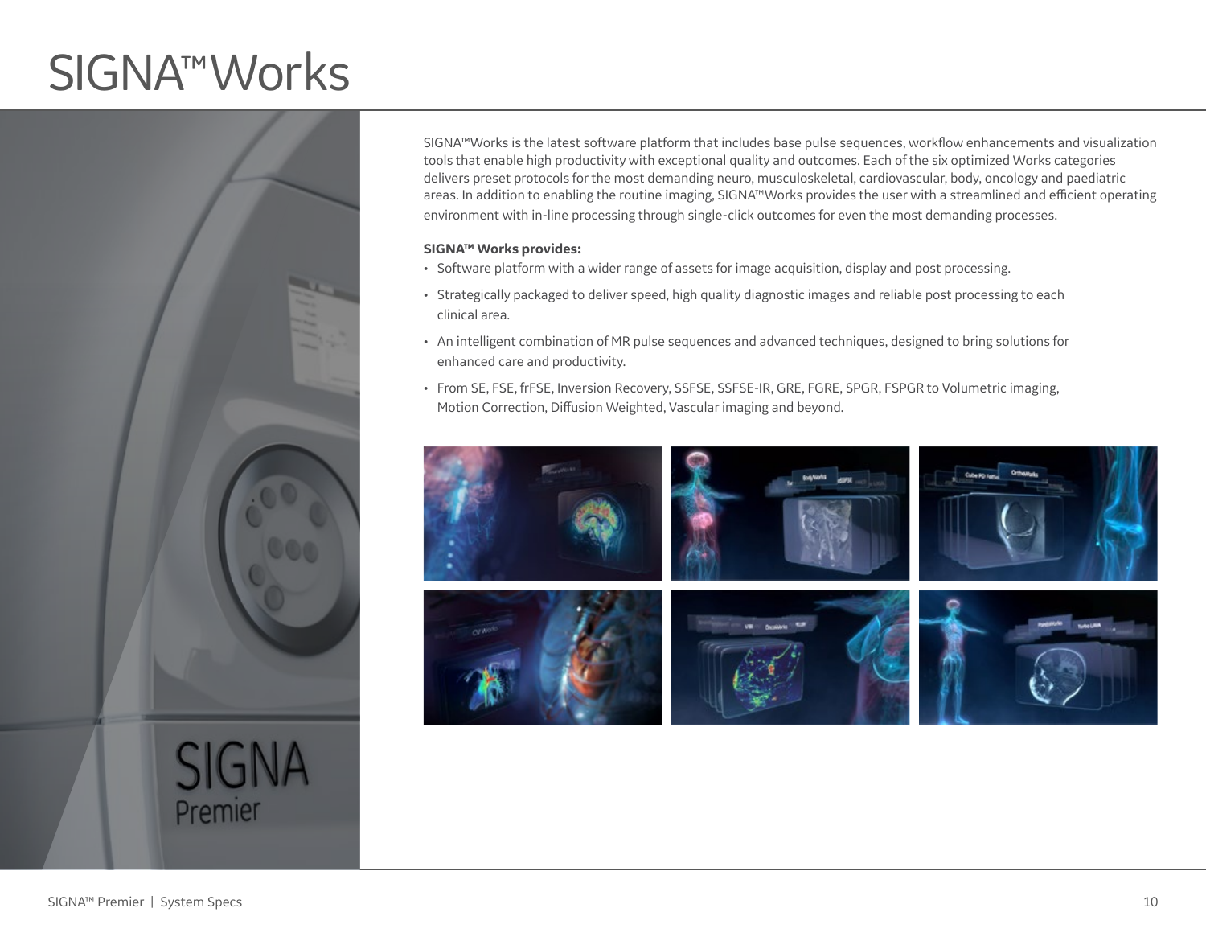# SIGNA™ Works

SIGNA™Works is the latest software platform that includes base pulse sequences, workflow enhancements and visualization tools that enable high productivity with exceptional quality and outcomes. Each of the six optimized Works categories delivers preset protocols for the most demanding neuro, musculoskeletal, cardiovascular, body, oncology and paediatric areas. In addition to enabling the routine imaging, SIGNA™Works provides the user with a streamlined and efficient operating environment with in-line processing through single-click outcomes for even the most demanding processes.

**SIGNA™ Works provides:**

- Software platform with a wider range of assets for image acquisition, display and post processing.
- Strategically packaged to deliver speed, high quality diagnostic images and reliable post processing to each clinical area.
- An intelligent combination of MR pulse sequences and advanced techniques, designed to bring solutions for enhanced care and productivity.
- From SE, FSE, frFSE, Inversion Recovery, SSFSE, SSFSE-IR, GRE, FGRE, SPGR, FSPGR to Volumetric imaging, Motion Correction, Diffusion Weighted, Vascular imaging and beyond.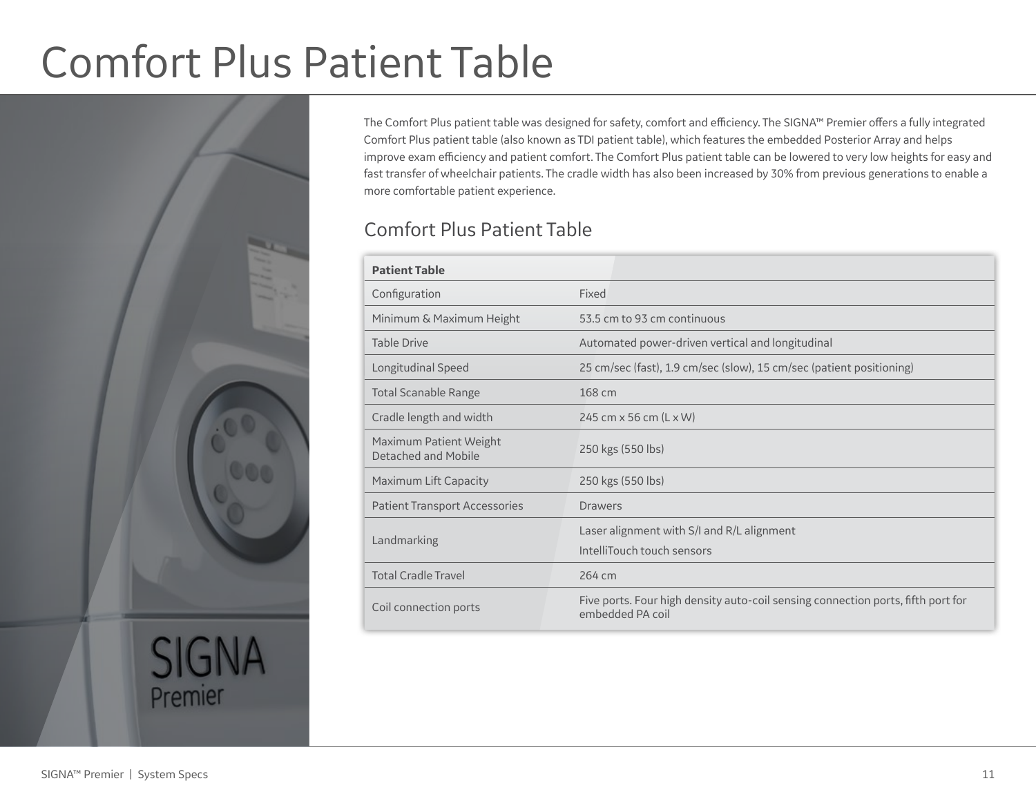# Comfort Plus Patient Table

The Comfort Plus patient table was designed for safety, comfort and efficiency. The SIGNA™ Premier offers a fully integrated Comfort Plus patient table (also known as TDI patient table), which features the embedded Posterior Array and helps improve exam efficiency and patient comfort. The Comfort Plus patient table can be lowered to very low heights for easy and fast transfer of wheelchair patients. The cradle width has also been increased by 30% from previous generations to enable a more comfortable patient experience.

## Comfort Plus Patient Table

| **Patient Table** | |
|---|---|
| Configuration | Fixed |
| Minimum & Maximum Height | 53.5 cm to 93 cm continuous |
| Table Drive | Automated power-driven vertical and longitudinal |
| Longitudinal Speed | 25 cm/sec (fast), 1.9 cm/sec (slow), 15 cm/sec (patient positioning) |
| Total Scanable Range | 168 cm |
| Cradle length and width | 245 cm x 56 cm (L x W) |
| Maximum Patient Weight Detached and Mobile | 250 kgs (550 lbs) |
| Maximum Lift Capacity | 250 kgs (550 lbs) |
| Patient Transport Accessories | Drawers |
| Landmarking | Laser alignment with S/I and R/L alignment<br>IntelliTouch touch sensors |
| Total Cradle Travel | 264 cm |
| Coil connection ports | Five ports. Four high density auto-coil sensing connection ports, fifth port for embedded PA coil |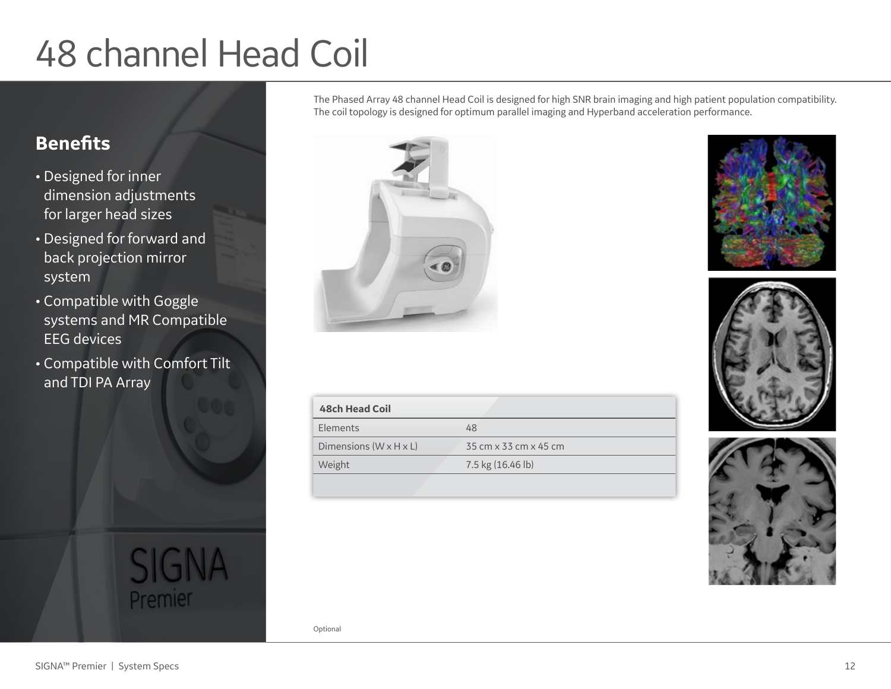# 48 channel Head Coil

## Benefits

- Designed for inner dimension adjustments for larger head sizes
- Designed for forward and back projection mirror system
- Compatible with Goggle systems and MR Compatible EEG devices
- Compatible with Comfort Tilt and TDI PA Array

The Phased Array 48 channel Head Coil is designed for high SNR brain imaging and high patient population compatibility. The coil topology is designed for optimum parallel imaging and Hyperband acceleration performance.

| 48ch Head Coil | |
|---|---|
| Elements | 48 |
| Dimensions (W x H x L) | 35 cm x 33 cm x 45 cm |
| Weight | 7.5 kg (16.46 lb) |

Optional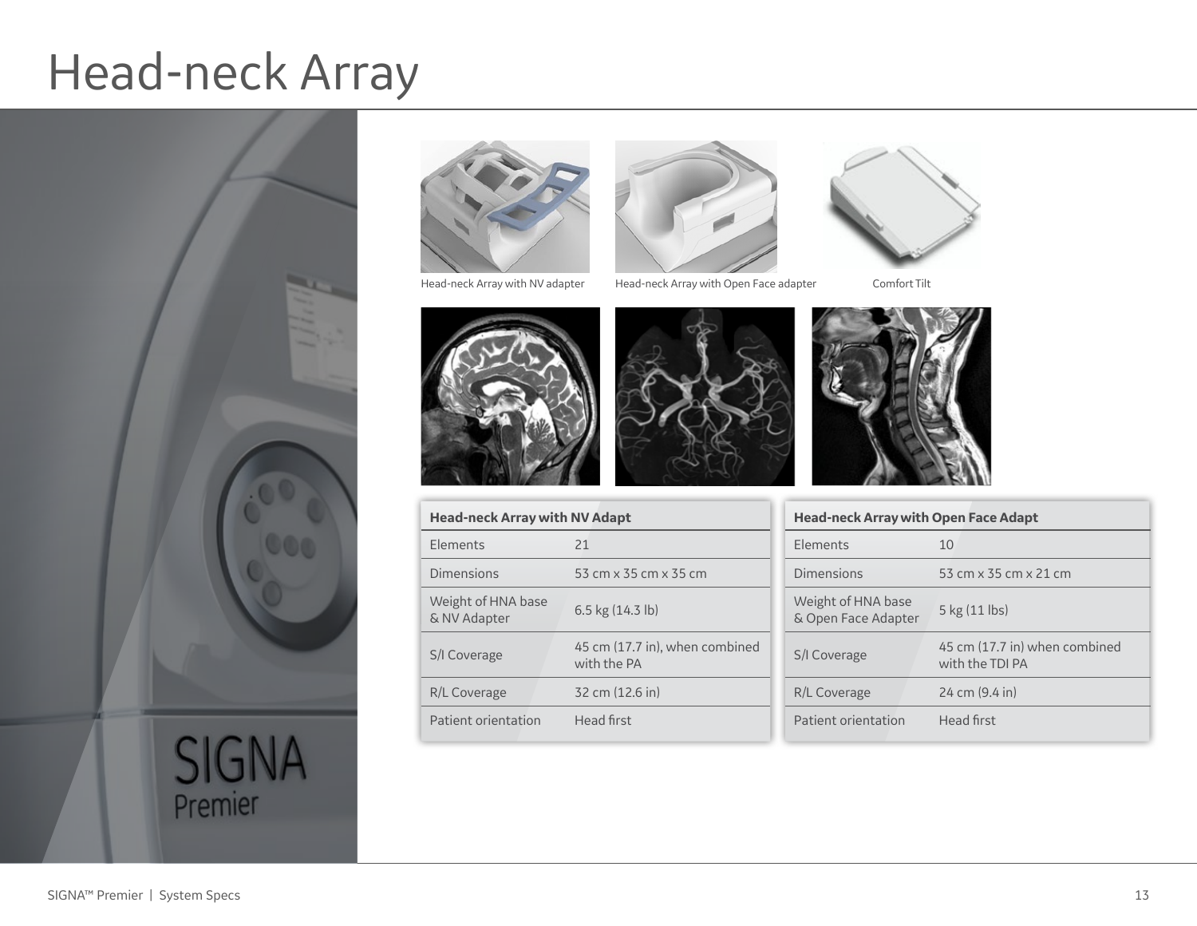# Head-neck Array

Head-neck Array with NV adapter

Head-neck Array with Open Face adapter

Comfort Tilt

| Head-neck Array with NV Adapt | |
|---|---|
| Elements | 21 |
| Dimensions | 53 cm x 35 cm x 35 cm |
| Weight of HNA base & NV Adapter | 6.5 kg (14.3 lb) |
| S/I Coverage | 45 cm (17.7 in), when combined with the PA |
| R/L Coverage | 32 cm (12.6 in) |
| Patient orientation | Head first |

| Head-neck Array with Open Face Adapt | |
|---|---|
| Elements | 10 |
| Dimensions | 53 cm x 35 cm x 21 cm |
| Weight of HNA base & Open Face Adapter | 5 kg (11 lbs) |
| S/I Coverage | 45 cm (17.7 in) when combined with the TDI PA |
| R/L Coverage | 24 cm (9.4 in) |
| Patient orientation | Head first |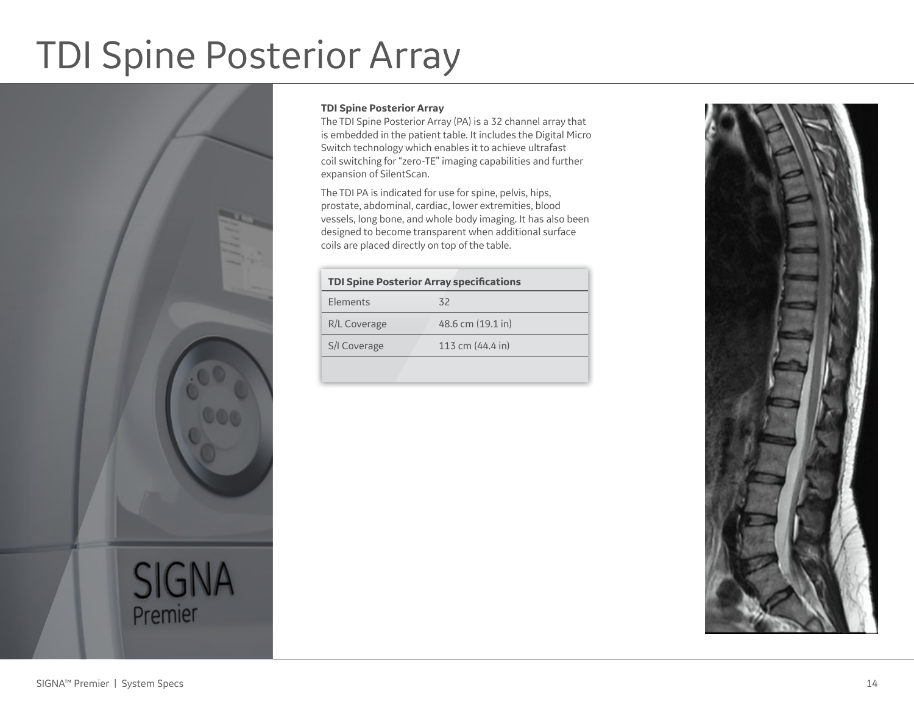# TDI Spine Posterior Array

**TDI Spine Posterior Array**

The TDI Spine Posterior Array (PA) is a 32 channel array that is embedded in the patient table. It includes the Digital Micro Switch technology which enables it to achieve ultrafast coil switching for "zero-TE" imaging capabilities and further expansion of SilentScan.

The TDI PA is indicated for use for spine, pelvis, hips, prostate, abdominal, cardiac, lower extremities, blood vessels, long bone, and whole body imaging. It has also been designed to become transparent when additional surface coils are placed directly on top of the table.

| TDI Spine Posterior Array specifications | |
|---|---|
| Elements | 32 |
| R/L Coverage | 48.6 cm (19.1 in) |
| S/I Coverage | 113 cm (44.4 in) |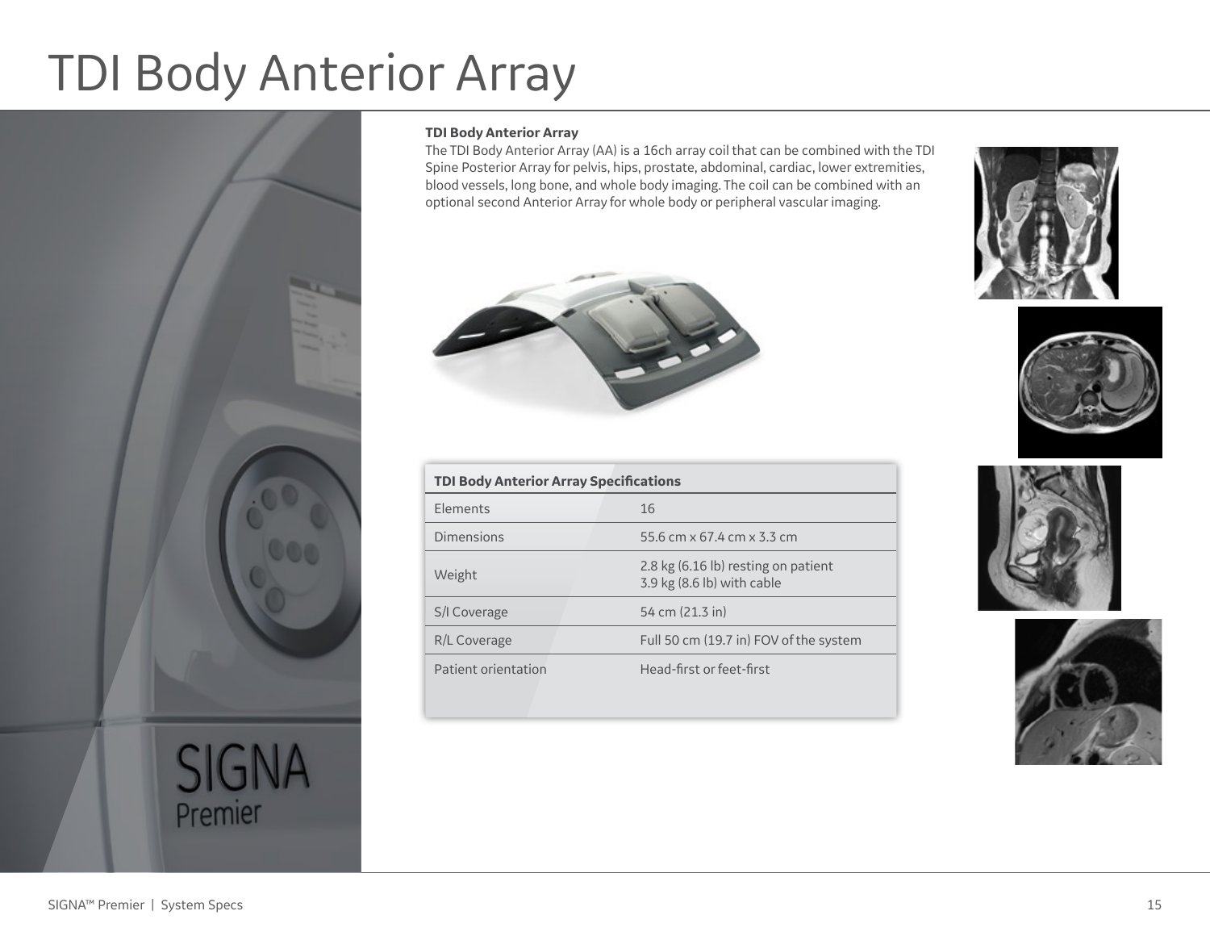# TDI Body Anterior Array

**TDI Body Anterior Array**

The TDI Body Anterior Array (AA) is a 16ch array coil that can be combined with the TDI Spine Posterior Array for pelvis, hips, prostate, abdominal, cardiac, lower extremities, blood vessels, long bone, and whole body imaging. The coil can be combined with an optional second Anterior Array for whole body or peripheral vascular imaging.

| TDI Body Anterior Array Specifications | |
|---|---|
| Elements | 16 |
| Dimensions | 55.6 cm x 67.4 cm x 3.3 cm |
| Weight | 2.8 kg (6.16 lb) resting on patient<br>3.9 kg (8.6 lb) with cable |
| S/I Coverage | 54 cm (21.3 in) |
| R/L Coverage | Full 50 cm (19.7 in) FOV of the system |
| Patient orientation | Head-first or feet-first |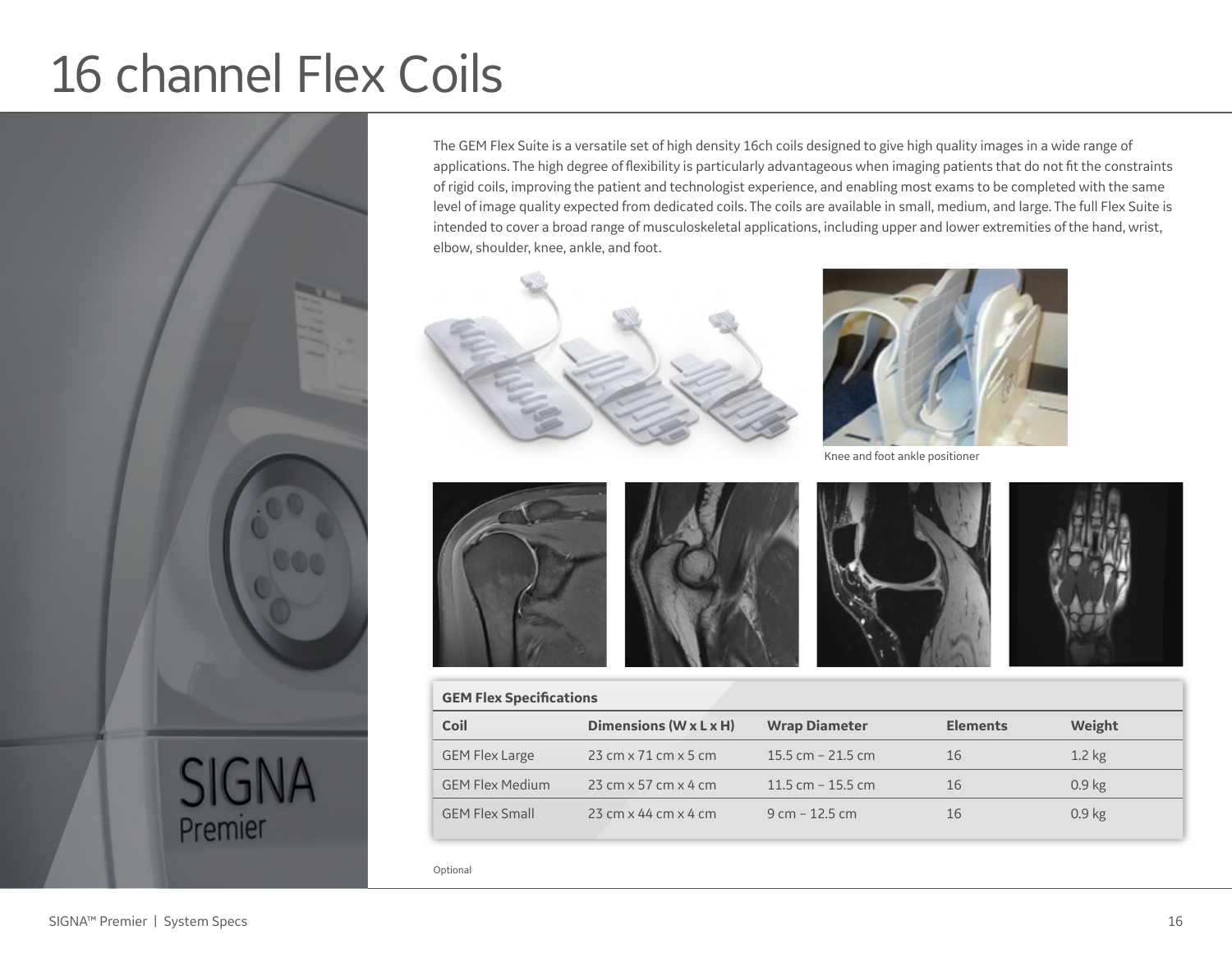# 16 channel Flex Coils

The GEM Flex Suite is a versatile set of high density 16ch coils designed to give high quality images in a wide range of applications. The high degree of flexibility is particularly advantageous when imaging patients that do not fit the constraints of rigid coils, improving the patient and technologist experience, and enabling most exams to be completed with the same level of image quality expected from dedicated coils. The coils are available in small, medium, and large. The full Flex Suite is intended to cover a broad range of musculoskeletal applications, including upper and lower extremities of the hand, wrist, elbow, shoulder, knee, ankle, and foot.

Knee and foot ankle positioner

| GEM Flex Specifications | | | | |
|---|---|---|---|---|
| **Coil** | **Dimensions (W x L x H)** | **Wrap Diameter** | **Elements** | **Weight** |
| GEM Flex Large | 23 cm x 71 cm x 5 cm | 15.5 cm – 21.5 cm | 16 | 1.2 kg |
| GEM Flex Medium | 23 cm x 57 cm x 4 cm | 11.5 cm – 15.5 cm | 16 | 0.9 kg |
| GEM Flex Small | 23 cm x 44 cm x 4 cm | 9 cm – 12.5 cm | 16 | 0.9 kg |

Optional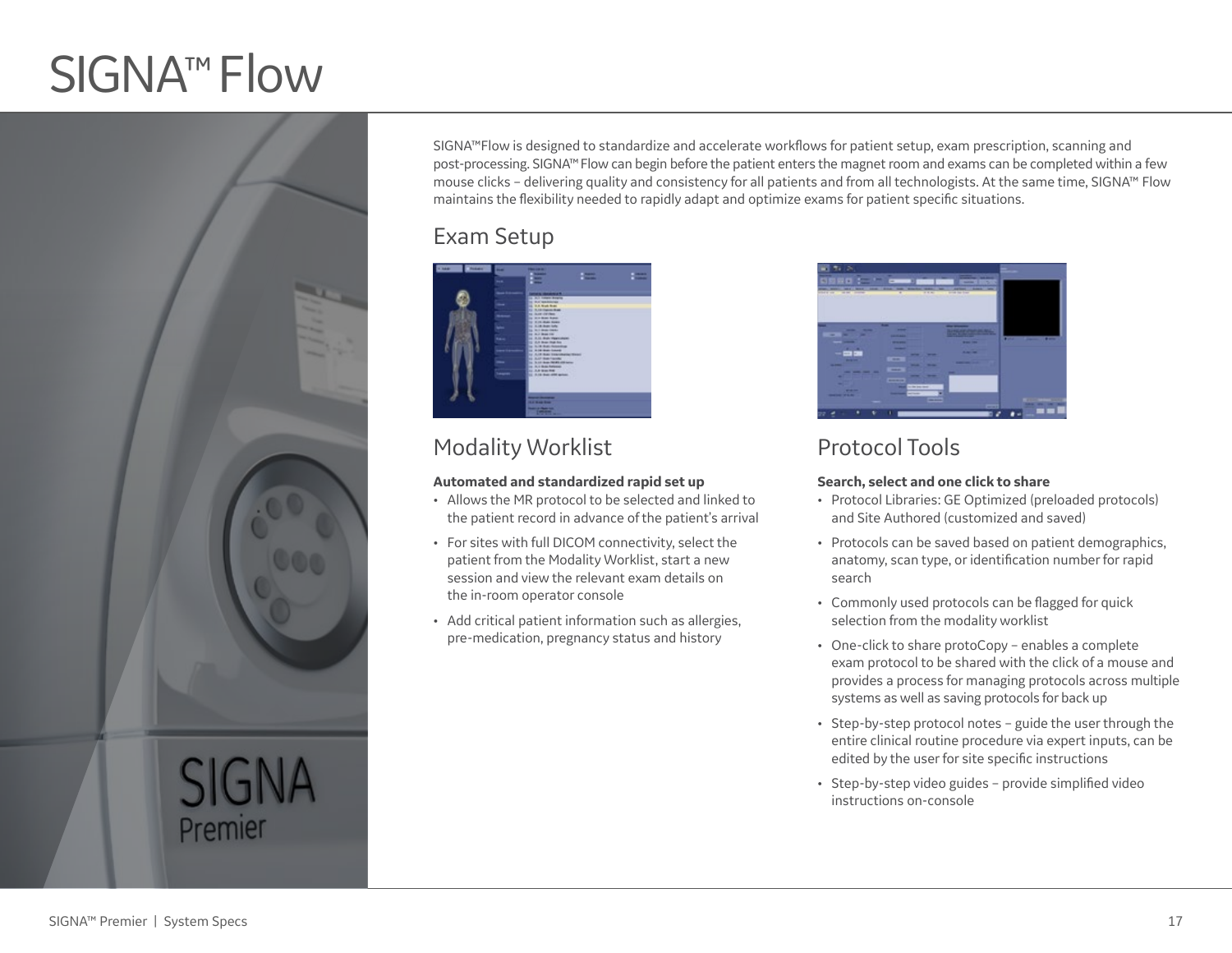# SIGNA™ Flow

SIGNA™Flow is designed to standardize and accelerate workflows for patient setup, exam prescription, scanning and post-processing. SIGNA™ Flow can begin before the patient enters the magnet room and exams can be completed within a few mouse clicks – delivering quality and consistency for all patients and from all technologists. At the same time, SIGNA™ Flow maintains the flexibility needed to rapidly adapt and optimize exams for patient specific situations.

## Exam Setup

### Modality Worklist

**Automated and standardized rapid set up**

- Allows the MR protocol to be selected and linked to the patient record in advance of the patient's arrival
- For sites with full DICOM connectivity, select the patient from the Modality Worklist, start a new session and view the relevant exam details on the in-room operator console
- Add critical patient information such as allergies, pre-medication, pregnancy status and history

### Protocol Tools

**Search, select and one click to share**

- Protocol Libraries: GE Optimized (preloaded protocols) and Site Authored (customized and saved)
- Protocols can be saved based on patient demographics, anatomy, scan type, or identification number for rapid search
- Commonly used protocols can be flagged for quick selection from the modality worklist
- One-click to share protoCopy – enables a complete exam protocol to be shared with the click of a mouse and provides a process for managing protocols across multiple systems as well as saving protocols for back up
- Step-by-step protocol notes – guide the user through the entire clinical routine procedure via expert inputs, can be edited by the user for site specific instructions
- Step-by-step video guides – provide simplified video instructions on-console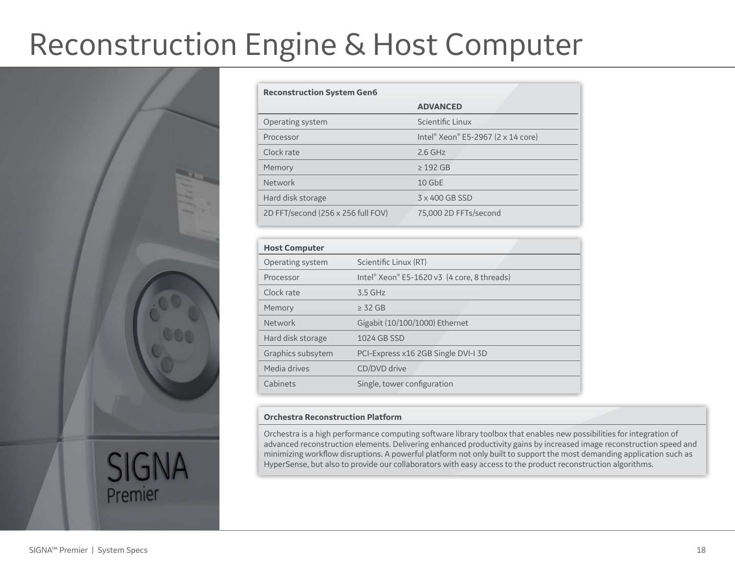# Reconstruction Engine & Host Computer

| Reconstruction System Gen6 | |
|---|---|
| | **ADVANCED** |
| Operating system | Scientific Linux |
| Processor | Intel® Xeon® E5-2967 (2 x 14 core) |
| Clock rate | 2.6 GHz |
| Memory | ≥ 192 GB |
| Network | 10 GbE |
| Hard disk storage | 3 x 400 GB SSD |
| 2D FFT/second (256 x 256 full FOV) | 75,000 2D FFTs/second |

| Host Computer | |
|---|---|
| Operating system | Scientific Linux (RT) |
| Processor | Intel® Xeon® E5-1620 v3 (4 core, 8 threads) |
| Clock rate | 3.5 GHz |
| Memory | ≥ 32 GB |
| Network | Gigabit (10/100/1000) Ethernet |
| Hard disk storage | 1024 GB SSD |
| Graphics subsytem | PCI-Express x16 2GB Single DVI-I 3D |
| Media drives | CD/DVD drive |
| Cabinets | Single, tower configuration |

**Orchestra Reconstruction Platform**

Orchestra is a high performance computing software library toolbox that enables new possibilities for integration of advanced reconstruction elements. Delivering enhanced productivity gains by increased image reconstruction speed and minimizing workflow disruptions. A powerful platform not only built to support the most demanding application such as HyperSense, but also to provide our collaborators with easy access to the product reconstruction algorithms.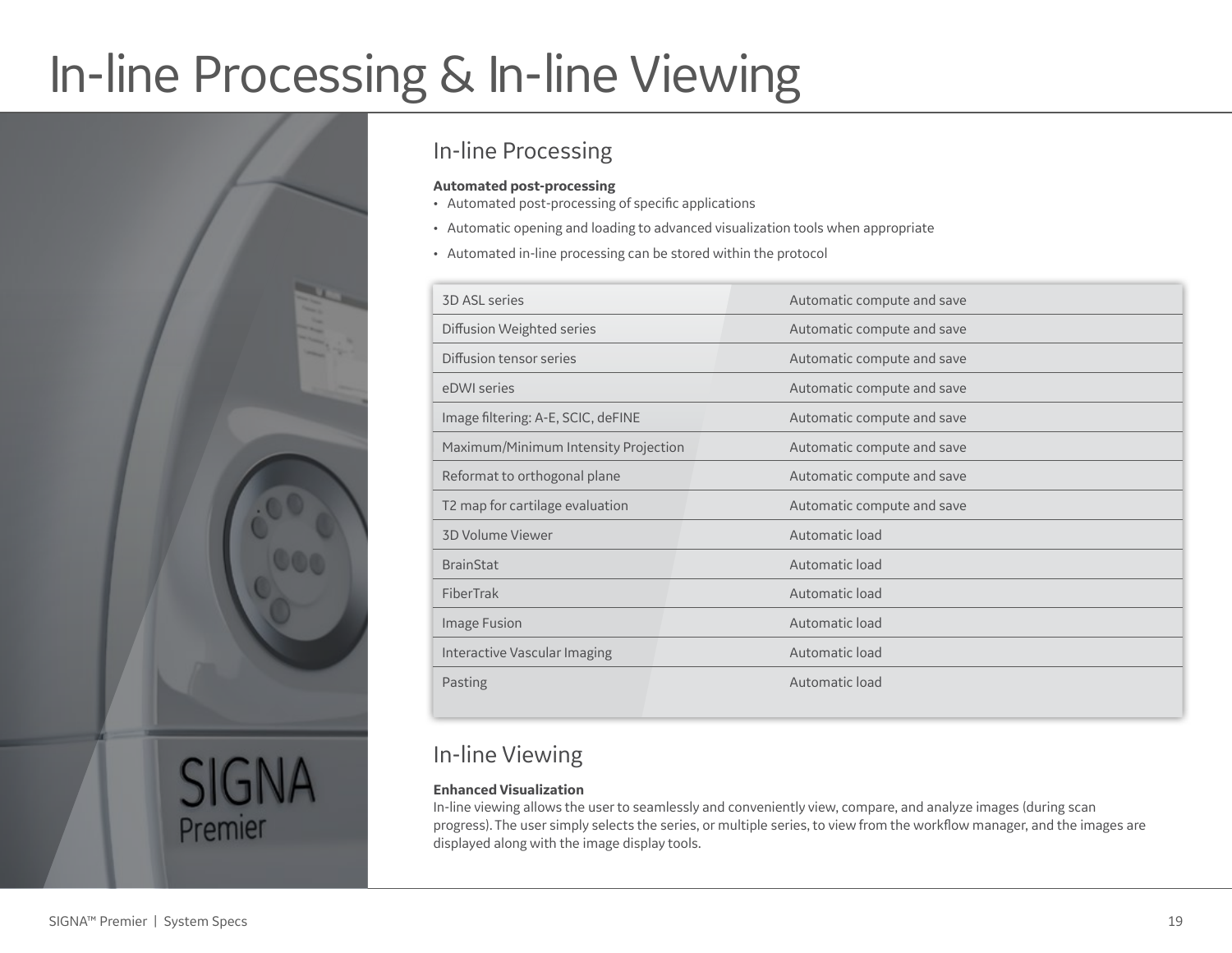# In-line Processing & In-line Viewing

## In-line Processing

**Automated post-processing**

- Automated post-processing of specific applications
- Automatic opening and loading to advanced visualization tools when appropriate
- Automated in-line processing can be stored within the protocol

| | |
|---|---|
| 3D ASL series | Automatic compute and save |
| Diffusion Weighted series | Automatic compute and save |
| Diffusion tensor series | Automatic compute and save |
| eDWI series | Automatic compute and save |
| Image filtering: A-E, SCIC, deFINE | Automatic compute and save |
| Maximum/Minimum Intensity Projection | Automatic compute and save |
| Reformat to orthogonal plane | Automatic compute and save |
| T2 map for cartilage evaluation | Automatic compute and save |
| 3D Volume Viewer | Automatic load |
| BrainStat | Automatic load |
| FiberTrak | Automatic load |
| Image Fusion | Automatic load |
| Interactive Vascular Imaging | Automatic load |
| Pasting | Automatic load |

## In-line Viewing

**Enhanced Visualization**

In-line viewing allows the user to seamlessly and conveniently view, compare, and analyze images (during scan progress). The user simply selects the series, or multiple series, to view from the workflow manager, and the images are displayed along with the image display tools.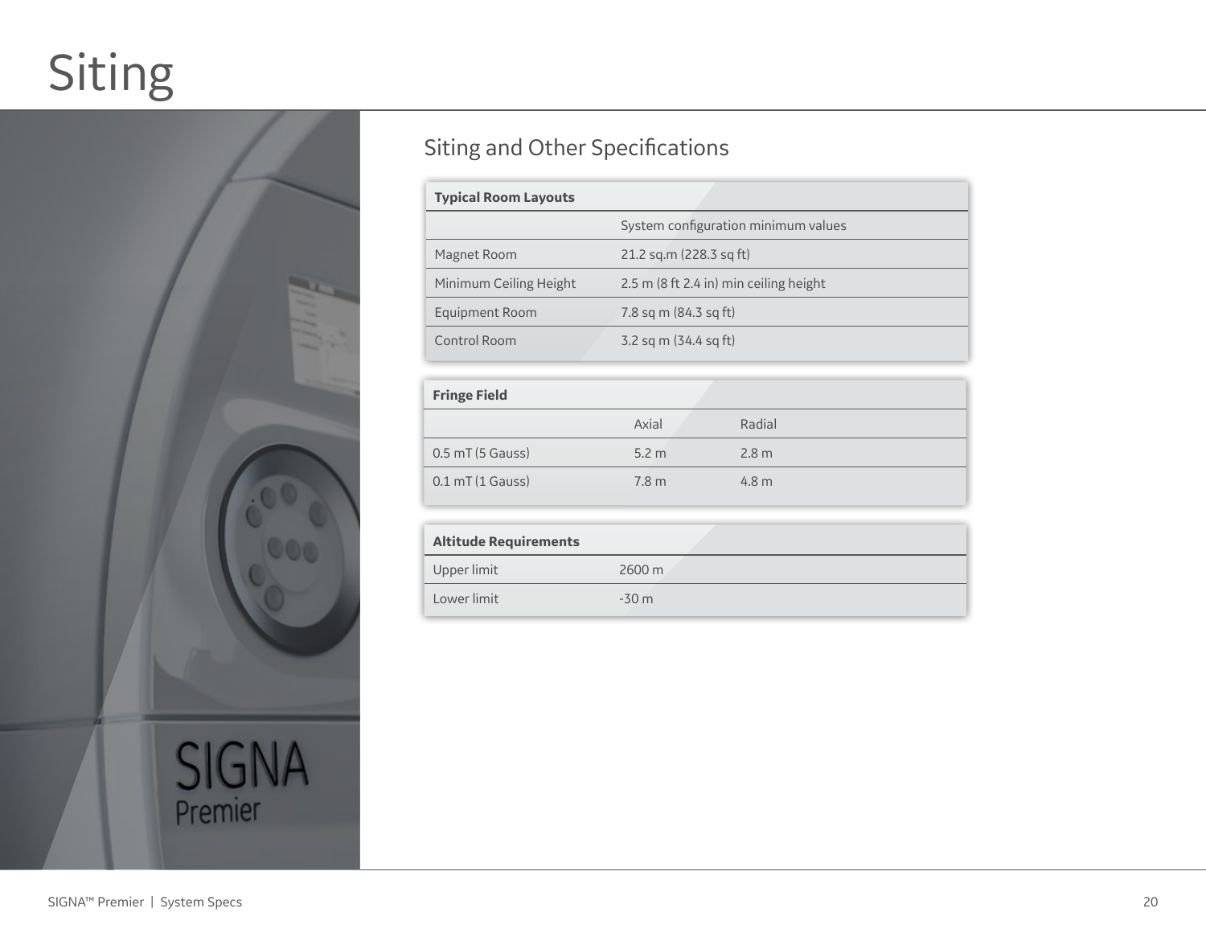# Siting

## Siting and Other Specifications

| Typical Room Layouts | |
|---|---|
| | System configuration minimum values |
| Magnet Room | 21.2 sq.m (228.3 sq ft) |
| Minimum Ceiling Height | 2.5 m (8 ft 2.4 in) min ceiling height |
| Equipment Room | 7.8 sq m (84.3 sq ft) |
| Control Room | 3.2 sq m (34.4 sq ft) |

| Fringe Field | | |
|---|---|---|
| | Axial | Radial |
| 0.5 mT (5 Gauss) | 5.2 m | 2.8 m |
| 0.1 mT (1 Gauss) | 7.8 m | 4.8 m |

| Altitude Requirements | |
|---|---|
| Upper limit | 2600 m |
| Lower limit | -30 m |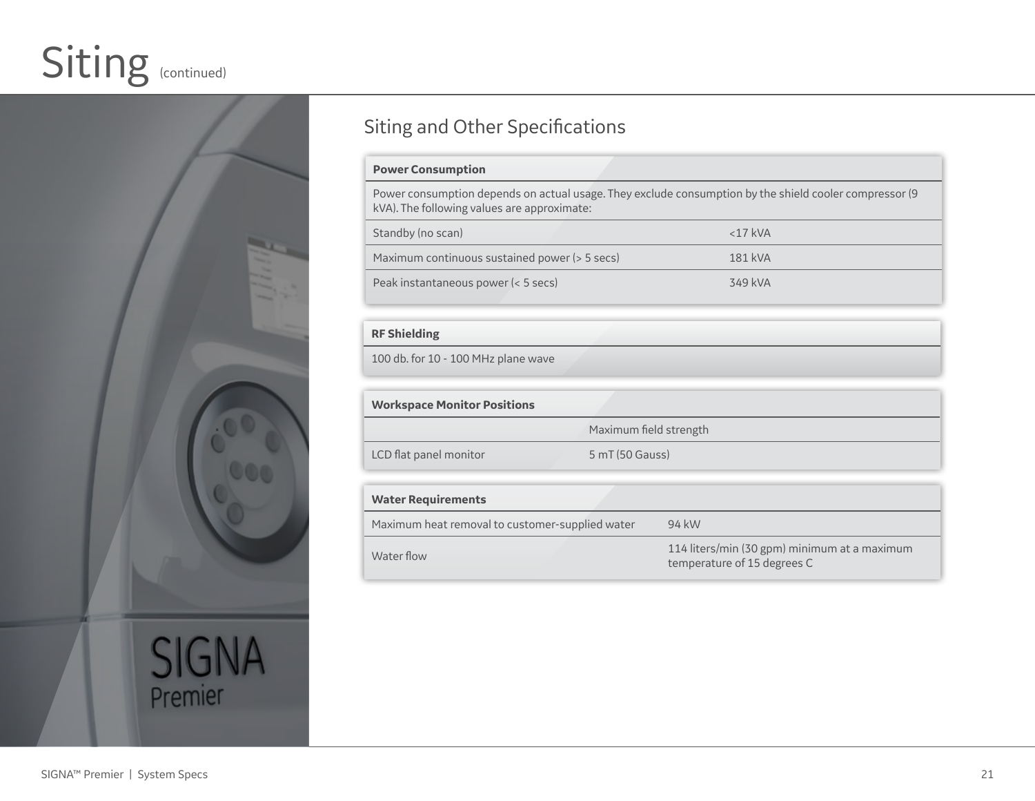# Siting (continued)

## Siting and Other Specifications

| Power Consumption | |
|---|---|
| Power consumption depends on actual usage. They exclude consumption by the shield cooler compressor (9 kVA). The following values are approximate: | |
| Standby (no scan) | <17 kVA |
| Maximum continuous sustained power (> 5 secs) | 181 kVA |
| Peak instantaneous power (< 5 secs) | 349 kVA |

| RF Shielding |
|---|
| 100 db. for 10 - 100 MHz plane wave |

| Workspace Monitor Positions | |
|---|---|
| | Maximum field strength |
| LCD flat panel monitor | 5 mT (50 Gauss) |

| Water Requirements | |
|---|---|
| Maximum heat removal to customer-supplied water | 94 kW |
| Water flow | 114 liters/min (30 gpm) minimum at a maximum temperature of 15 degrees C |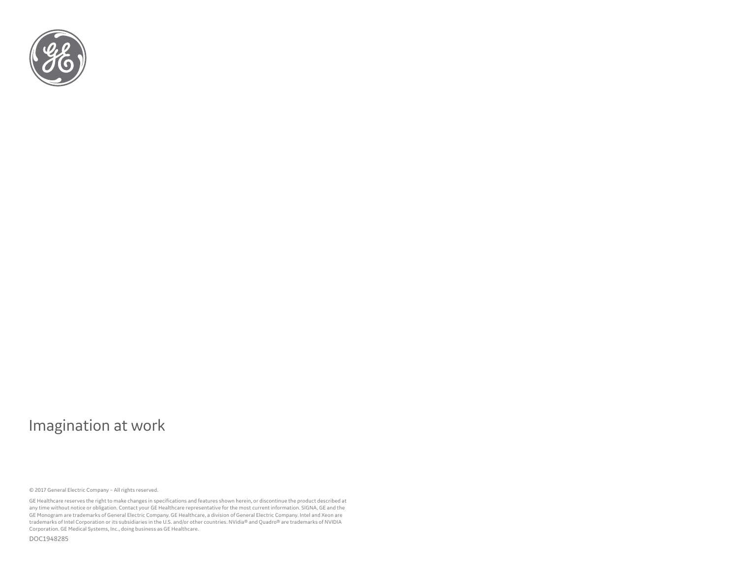Imagination at work

© 2017 General Electric Company – All rights reserved.

GE Healthcare reserves the right to make changes in specifications and features shown herein, or discontinue the product described at any time without notice or obligation. Contact your GE Healthcare representative for the most current information. SIGNA, GE and the GE Monogram are trademarks of General Electric Company. GE Healthcare, a division of General Electric Company. Intel and Xeon are trademarks of Intel Corporation or its subsidiaries in the U.S. and/or other countries. NVidia® and Quadro® are trademarks of NVIDIA Corporation. GE Medical Systems, Inc., doing business as GE Healthcare.

DOC1948285